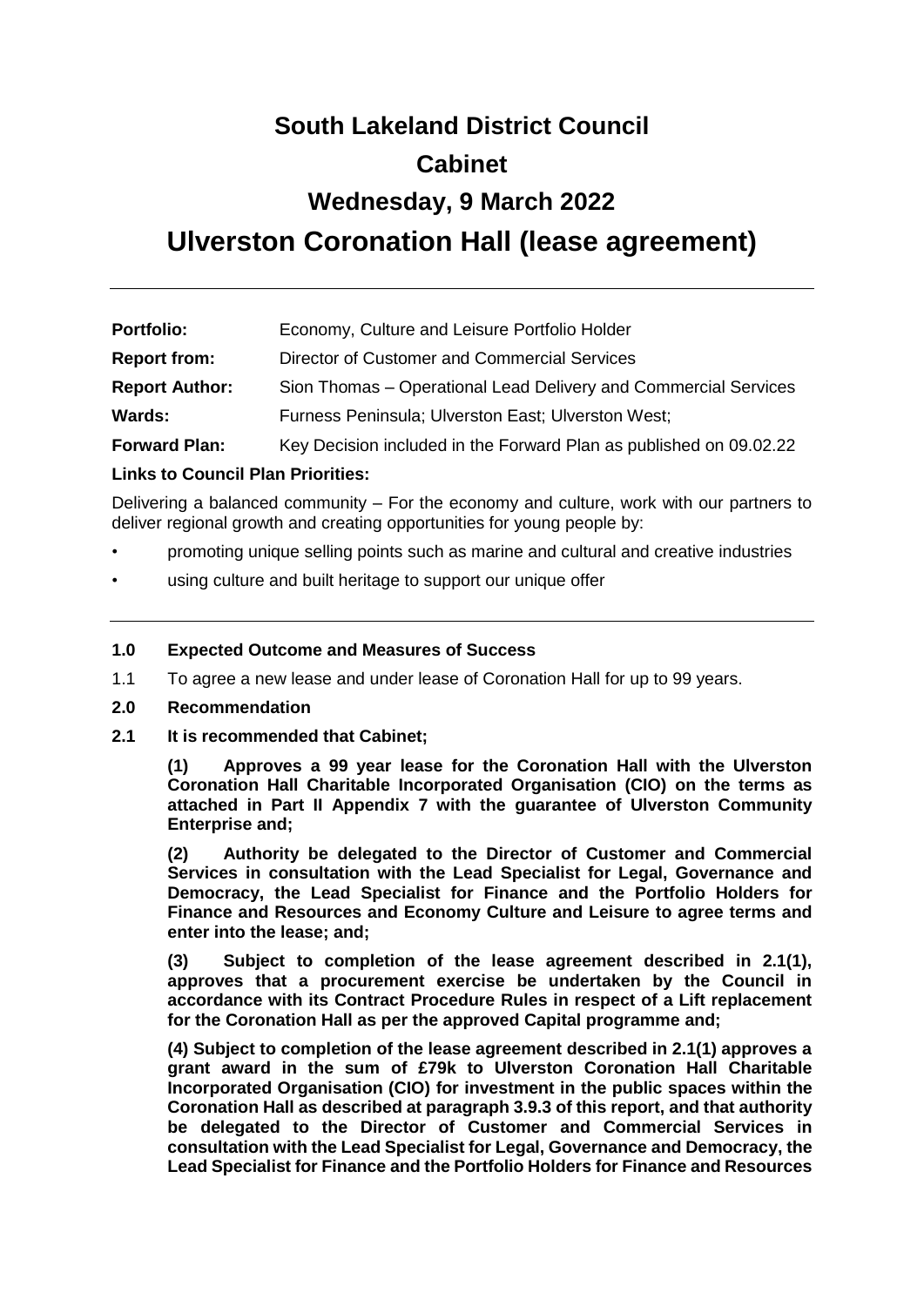# South Lakeland District Council

# Cabinet

# Wednesday, 9 March 2022

# Ulverston Coronation Hall (lease agreement)

---

**Portfolio:** Economy, Culture and Leisure Portfolio Holder

**Report from:** Director of Customer and Commercial Services

**Report Author:** Sion Thomas – Operational Lead Delivery and Commercial Services

**Wards:** Furness Peninsula; Ulverston East; Ulverston West;

**Forward Plan:** Key Decision included in the Forward Plan as published on 09.02.22

**Links to Council Plan Priorities:**

Delivering a balanced community – For the economy and culture, work with our partners to deliver regional growth and creating opportunities for young people by:

- promoting unique selling points such as marine and cultural and creative industries
- using culture and built heritage to support our unique offer

---

**1.0 Expected Outcome and Measures of Success**

1.1 To agree a new lease and under lease of Coronation Hall for up to 99 years.

**2.0 Recommendation**

**2.1 It is recommended that Cabinet;**

**(1) Approves a 99 year lease for the Coronation Hall with the Ulverston Coronation Hall Charitable Incorporated Organisation (CIO) on the terms as attached in Part II Appendix 7 with the guarantee of Ulverston Community Enterprise and;**

**(2) Authority be delegated to the Director of Customer and Commercial Services in consultation with the Lead Specialist for Legal, Governance and Democracy, the Lead Specialist for Finance and the Portfolio Holders for Finance and Resources and Economy Culture and Leisure to agree terms and enter into the lease; and;**

**(3) Subject to completion of the lease agreement described in 2.1(1), approves that a procurement exercise be undertaken by the Council in accordance with its Contract Procedure Rules in respect of a Lift replacement for the Coronation Hall as per the approved Capital programme and;**

**(4) Subject to completion of the lease agreement described in 2.1(1) approves a grant award in the sum of £79k to Ulverston Coronation Hall Charitable Incorporated Organisation (CIO) for investment in the public spaces within the Coronation Hall as described at paragraph 3.9.3 of this report, and that authority be delegated to the Director of Customer and Commercial Services in consultation with the Lead Specialist for Legal, Governance and Democracy, the Lead Specialist for Finance and the Portfolio Holders for Finance and Resources**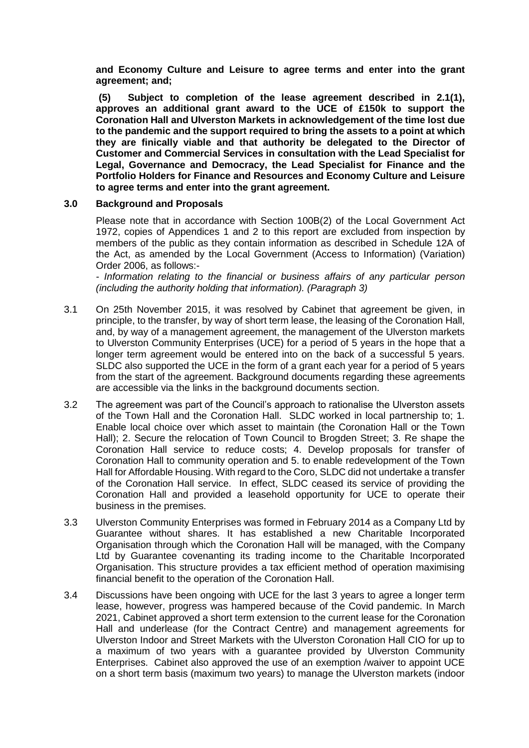**and Economy Culture and Leisure to agree terms and enter into the grant agreement; and;**

**(5) Subject to completion of the lease agreement described in 2.1(1), approves an additional grant award to the UCE of £150k to support the Coronation Hall and Ulverston Markets in acknowledgement of the time lost due to the pandemic and the support required to bring the assets to a point at which they are finically viable and that authority be delegated to the Director of Customer and Commercial Services in consultation with the Lead Specialist for Legal, Governance and Democracy, the Lead Specialist for Finance and the Portfolio Holders for Finance and Resources and Economy Culture and Leisure to agree terms and enter into the grant agreement.**

## 3.0 Background and Proposals

Please note that in accordance with Section 100B(2) of the Local Government Act 1972, copies of Appendices 1 and 2 to this report are excluded from inspection by members of the public as they contain information as described in Schedule 12A of the Act, as amended by the Local Government (Access to Information) (Variation) Order 2006, as follows:-

*- Information relating to the financial or business affairs of any particular person (including the authority holding that information). (Paragraph 3)*

3.1 On 25th November 2015, it was resolved by Cabinet that agreement be given, in principle, to the transfer, by way of short term lease, the leasing of the Coronation Hall, and, by way of a management agreement, the management of the Ulverston markets to Ulverston Community Enterprises (UCE) for a period of 5 years in the hope that a longer term agreement would be entered into on the back of a successful 5 years. SLDC also supported the UCE in the form of a grant each year for a period of 5 years from the start of the agreement. Background documents regarding these agreements are accessible via the links in the background documents section.

3.2 The agreement was part of the Council's approach to rationalise the Ulverston assets of the Town Hall and the Coronation Hall. SLDC worked in local partnership to; 1. Enable local choice over which asset to maintain (the Coronation Hall or the Town Hall); 2. Secure the relocation of Town Council to Brogden Street; 3. Re shape the Coronation Hall service to reduce costs; 4. Develop proposals for transfer of Coronation Hall to community operation and 5. to enable redevelopment of the Town Hall for Affordable Housing. With regard to the Coro, SLDC did not undertake a transfer of the Coronation Hall service. In effect, SLDC ceased its service of providing the Coronation Hall and provided a leasehold opportunity for UCE to operate their business in the premises.

3.3 Ulverston Community Enterprises was formed in February 2014 as a Company Ltd by Guarantee without shares. It has established a new Charitable Incorporated Organisation through which the Coronation Hall will be managed, with the Company Ltd by Guarantee covenanting its trading income to the Charitable Incorporated Organisation. This structure provides a tax efficient method of operation maximising financial benefit to the operation of the Coronation Hall.

3.4 Discussions have been ongoing with UCE for the last 3 years to agree a longer term lease, however, progress was hampered because of the Covid pandemic. In March 2021, Cabinet approved a short term extension to the current lease for the Coronation Hall and underlease (for the Contract Centre) and management agreements for Ulverston Indoor and Street Markets with the Ulverston Coronation Hall CIO for up to a maximum of two years with a guarantee provided by Ulverston Community Enterprises. Cabinet also approved the use of an exemption /waiver to appoint UCE on a short term basis (maximum two years) to manage the Ulverston markets (indoor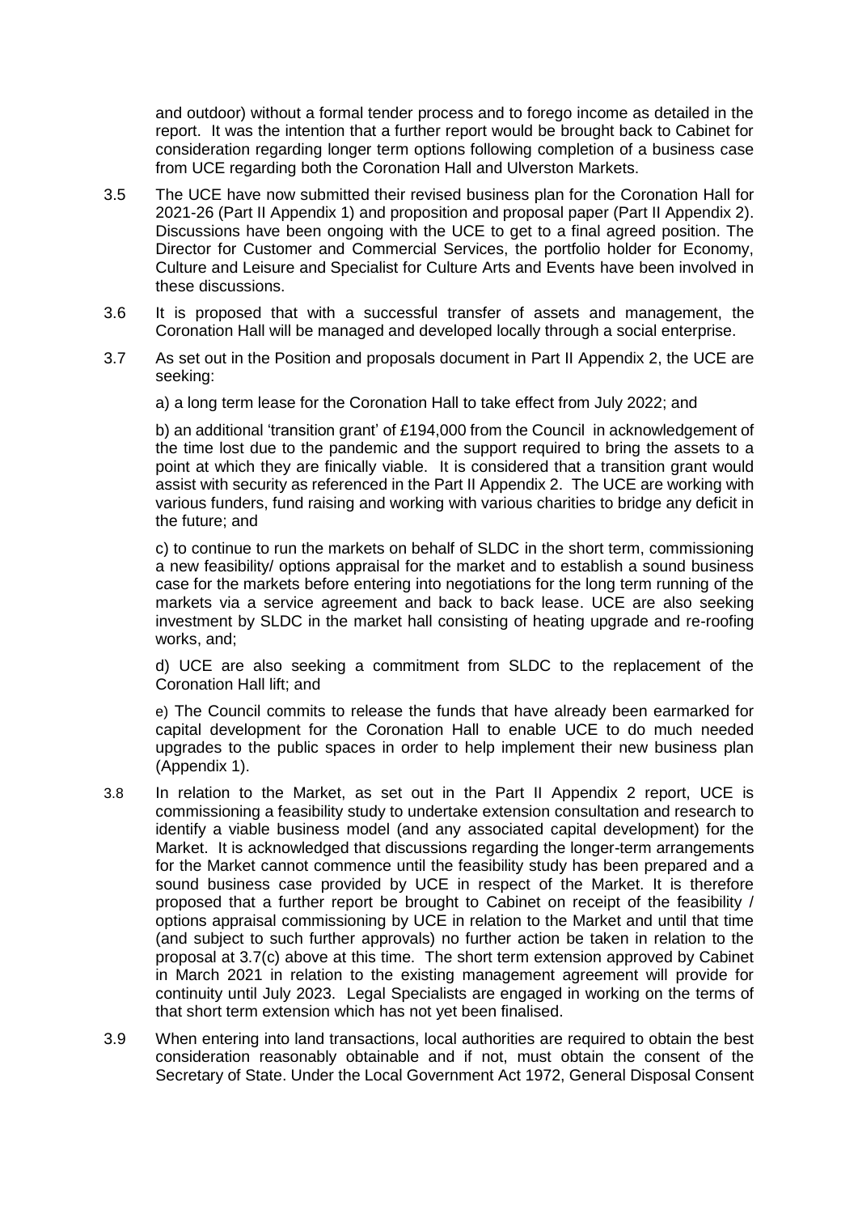and outdoor) without a formal tender process and to forego income as detailed in the report. It was the intention that a further report would be brought back to Cabinet for consideration regarding longer term options following completion of a business case from UCE regarding both the Coronation Hall and Ulverston Markets.

3.5 The UCE have now submitted their revised business plan for the Coronation Hall for 2021-26 (Part II Appendix 1) and proposition and proposal paper (Part II Appendix 2). Discussions have been ongoing with the UCE to get to a final agreed position. The Director for Customer and Commercial Services, the portfolio holder for Economy, Culture and Leisure and Specialist for Culture Arts and Events have been involved in these discussions.

3.6 It is proposed that with a successful transfer of assets and management, the Coronation Hall will be managed and developed locally through a social enterprise.

3.7 As set out in the Position and proposals document in Part II Appendix 2, the UCE are seeking:

a) a long term lease for the Coronation Hall to take effect from July 2022; and

b) an additional 'transition grant' of £194,000 from the Council in acknowledgement of the time lost due to the pandemic and the support required to bring the assets to a point at which they are finically viable. It is considered that a transition grant would assist with security as referenced in the Part II Appendix 2. The UCE are working with various funders, fund raising and working with various charities to bridge any deficit in the future; and

c) to continue to run the markets on behalf of SLDC in the short term, commissioning a new feasibility/ options appraisal for the market and to establish a sound business case for the markets before entering into negotiations for the long term running of the markets via a service agreement and back to back lease. UCE are also seeking investment by SLDC in the market hall consisting of heating upgrade and re-roofing works, and;

d) UCE are also seeking a commitment from SLDC to the replacement of the Coronation Hall lift; and

e) The Council commits to release the funds that have already been earmarked for capital development for the Coronation Hall to enable UCE to do much needed upgrades to the public spaces in order to help implement their new business plan (Appendix 1).

3.8 In relation to the Market, as set out in the Part II Appendix 2 report, UCE is commissioning a feasibility study to undertake extension consultation and research to identify a viable business model (and any associated capital development) for the Market. It is acknowledged that discussions regarding the longer-term arrangements for the Market cannot commence until the feasibility study has been prepared and a sound business case provided by UCE in respect of the Market. It is therefore proposed that a further report be brought to Cabinet on receipt of the feasibility / options appraisal commissioning by UCE in relation to the Market and until that time (and subject to such further approvals) no further action be taken in relation to the proposal at 3.7(c) above at this time. The short term extension approved by Cabinet in March 2021 in relation to the existing management agreement will provide for continuity until July 2023. Legal Specialists are engaged in working on the terms of that short term extension which has not yet been finalised.

3.9 When entering into land transactions, local authorities are required to obtain the best consideration reasonably obtainable and if not, must obtain the consent of the Secretary of State. Under the Local Government Act 1972, General Disposal Consent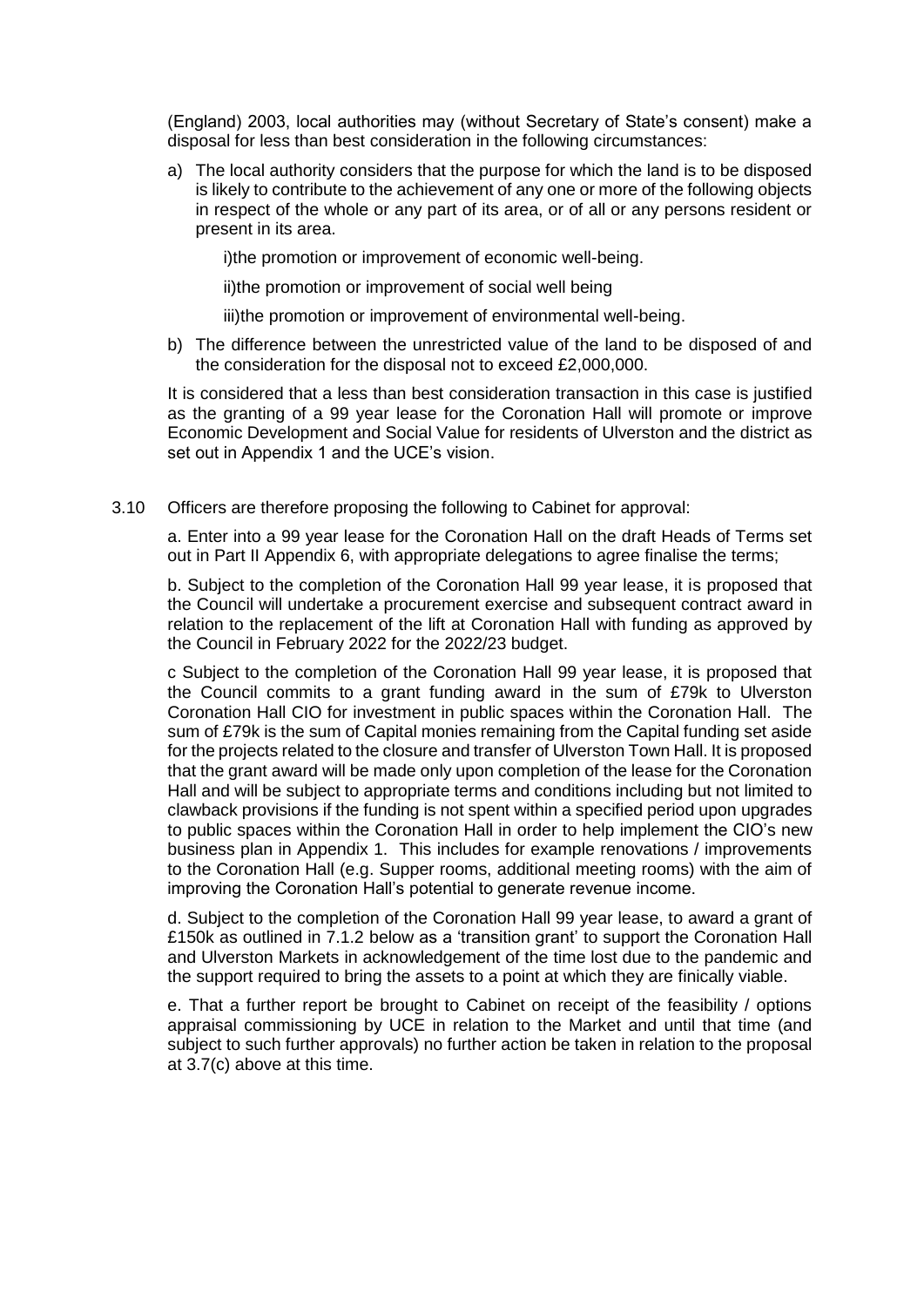(England) 2003, local authorities may (without Secretary of State's consent) make a disposal for less than best consideration in the following circumstances:

a) The local authority considers that the purpose for which the land is to be disposed is likely to contribute to the achievement of any one or more of the following objects in respect of the whole or any part of its area, or of all or any persons resident or present in its area.

   i)the promotion or improvement of economic well-being.

   ii)the promotion or improvement of social well being

   iii)the promotion or improvement of environmental well-being.

b) The difference between the unrestricted value of the land to be disposed of and the consideration for the disposal not to exceed £2,000,000.

It is considered that a less than best consideration transaction in this case is justified as the granting of a 99 year lease for the Coronation Hall will promote or improve Economic Development and Social Value for residents of Ulverston and the district as set out in Appendix 1 and the UCE's vision.

3.10 Officers are therefore proposing the following to Cabinet for approval:

a. Enter into a 99 year lease for the Coronation Hall on the draft Heads of Terms set out in Part II Appendix 6, with appropriate delegations to agree finalise the terms;

b. Subject to the completion of the Coronation Hall 99 year lease, it is proposed that the Council will undertake a procurement exercise and subsequent contract award in relation to the replacement of the lift at Coronation Hall with funding as approved by the Council in February 2022 for the 2022/23 budget.

c Subject to the completion of the Coronation Hall 99 year lease, it is proposed that the Council commits to a grant funding award in the sum of £79k to Ulverston Coronation Hall CIO for investment in public spaces within the Coronation Hall. The sum of £79k is the sum of Capital monies remaining from the Capital funding set aside for the projects related to the closure and transfer of Ulverston Town Hall. It is proposed that the grant award will be made only upon completion of the lease for the Coronation Hall and will be subject to appropriate terms and conditions including but not limited to clawback provisions if the funding is not spent within a specified period upon upgrades to public spaces within the Coronation Hall in order to help implement the CIO's new business plan in Appendix 1. This includes for example renovations / improvements to the Coronation Hall (e.g. Supper rooms, additional meeting rooms) with the aim of improving the Coronation Hall's potential to generate revenue income.

d. Subject to the completion of the Coronation Hall 99 year lease, to award a grant of £150k as outlined in 7.1.2 below as a 'transition grant' to support the Coronation Hall and Ulverston Markets in acknowledgement of the time lost due to the pandemic and the support required to bring the assets to a point at which they are finically viable.

e. That a further report be brought to Cabinet on receipt of the feasibility / options appraisal commissioning by UCE in relation to the Market and until that time (and subject to such further approvals) no further action be taken in relation to the proposal at 3.7(c) above at this time.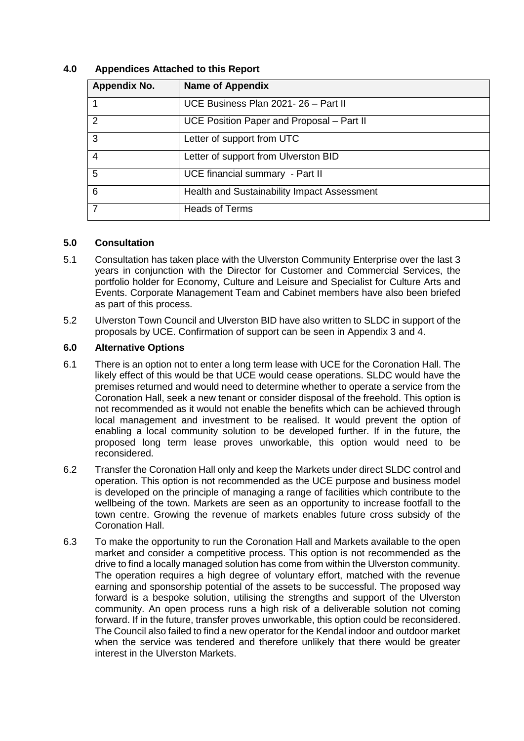## 4.0 Appendices Attached to this Report

| Appendix No. | Name of Appendix |
|---|---|
| 1 | UCE Business Plan 2021- 26 – Part II |
| 2 | UCE Position Paper and Proposal – Part II |
| 3 | Letter of support from UTC |
| 4 | Letter of support from Ulverston BID |
| 5 | UCE financial summary - Part II |
| 6 | Health and Sustainability Impact Assessment |
| 7 | Heads of Terms |

## 5.0 Consultation

5.1 Consultation has taken place with the Ulverston Community Enterprise over the last 3 years in conjunction with the Director for Customer and Commercial Services, the portfolio holder for Economy, Culture and Leisure and Specialist for Culture Arts and Events. Corporate Management Team and Cabinet members have also been briefed as part of this process.

5.2 Ulverston Town Council and Ulverston BID have also written to SLDC in support of the proposals by UCE. Confirmation of support can be seen in Appendix 3 and 4.

## 6.0 Alternative Options

6.1 There is an option not to enter a long term lease with UCE for the Coronation Hall. The likely effect of this would be that UCE would cease operations. SLDC would have the premises returned and would need to determine whether to operate a service from the Coronation Hall, seek a new tenant or consider disposal of the freehold. This option is not recommended as it would not enable the benefits which can be achieved through local management and investment to be realised. It would prevent the option of enabling a local community solution to be developed further. If in the future, the proposed long term lease proves unworkable, this option would need to be reconsidered.

6.2 Transfer the Coronation Hall only and keep the Markets under direct SLDC control and operation. This option is not recommended as the UCE purpose and business model is developed on the principle of managing a range of facilities which contribute to the wellbeing of the town. Markets are seen as an opportunity to increase footfall to the town centre. Growing the revenue of markets enables future cross subsidy of the Coronation Hall.

6.3 To make the opportunity to run the Coronation Hall and Markets available to the open market and consider a competitive process. This option is not recommended as the drive to find a locally managed solution has come from within the Ulverston community. The operation requires a high degree of voluntary effort, matched with the revenue earning and sponsorship potential of the assets to be successful. The proposed way forward is a bespoke solution, utilising the strengths and support of the Ulverston community. An open process runs a high risk of a deliverable solution not coming forward. If in the future, transfer proves unworkable, this option could be reconsidered. The Council also failed to find a new operator for the Kendal indoor and outdoor market when the service was tendered and therefore unlikely that there would be greater interest in the Ulverston Markets.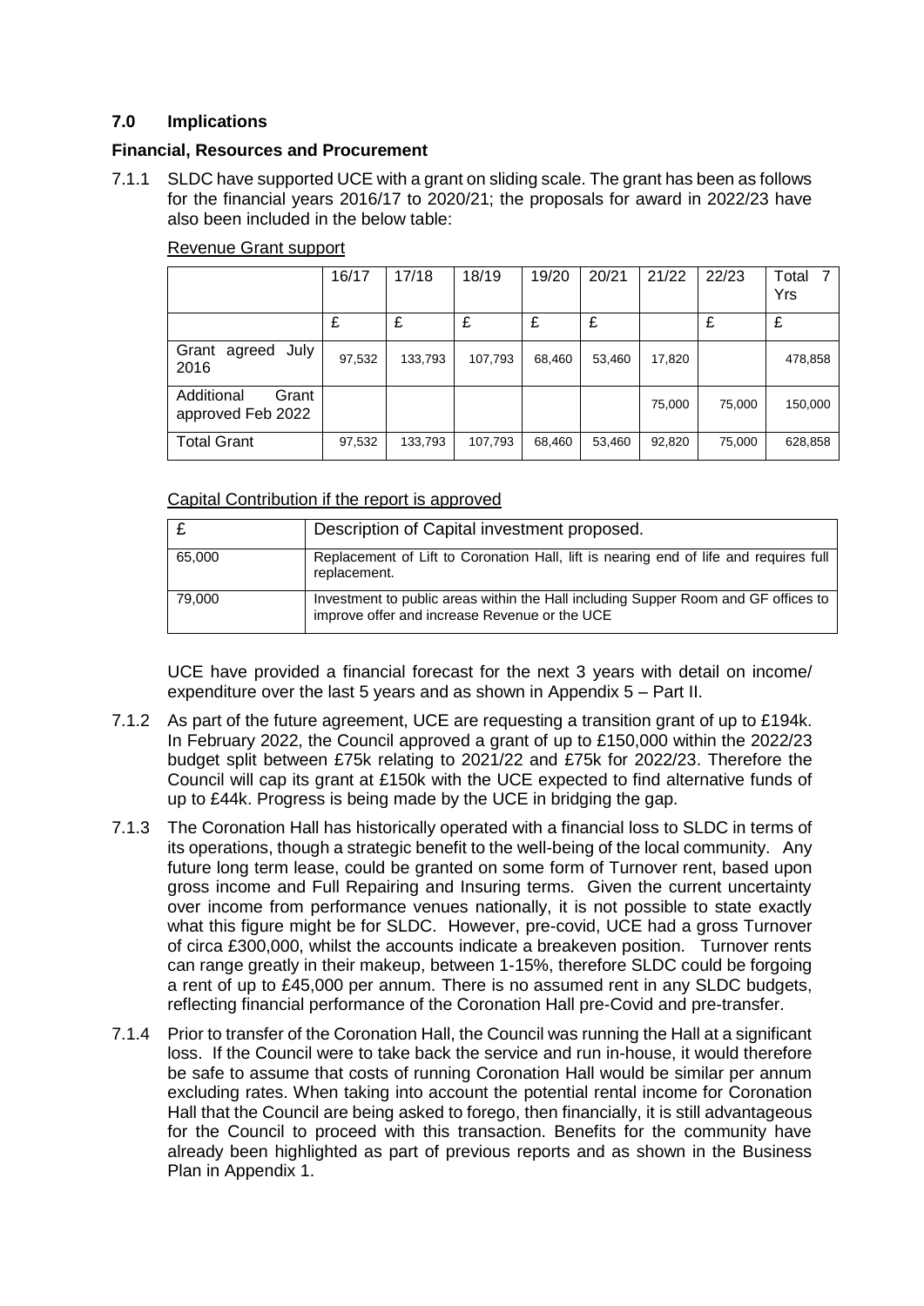## 7.0 Implications

### Financial, Resources and Procurement

7.1.1 SLDC have supported UCE with a grant on sliding scale. The grant has been as follows for the financial years 2016/17 to 2020/21; the proposals for award in 2022/23 have also been included in the below table:

Revenue Grant support

| | 16/17 | 17/18 | 18/19 | 19/20 | 20/21 | 21/22 | 22/23 | Total 7 Yrs |
|---|---|---|---|---|---|---|---|---|
| | £ | £ | £ | £ | £ | | £ | £ |
| Grant agreed July 2016 | 97,532 | 133,793 | 107,793 | 68,460 | 53,460 | 17,820 | | 478,858 |
| Additional Grant approved Feb 2022 | | | | | | 75,000 | 75,000 | 150,000 |
| Total Grant | 97,532 | 133,793 | 107,793 | 68,460 | 53,460 | 92,820 | 75,000 | 628,858 |

Capital Contribution if the report is approved

| £ | Description of Capital investment proposed. |
|---|---|
| 65,000 | Replacement of Lift to Coronation Hall, lift is nearing end of life and requires full replacement. |
| 79,000 | Investment to public areas within the Hall including Supper Room and GF offices to improve offer and increase Revenue or the UCE |

UCE have provided a financial forecast for the next 3 years with detail on income/ expenditure over the last 5 years and as shown in Appendix 5 – Part II.

7.1.2 As part of the future agreement, UCE are requesting a transition grant of up to £194k. In February 2022, the Council approved a grant of up to £150,000 within the 2022/23 budget split between £75k relating to 2021/22 and £75k for 2022/23. Therefore the Council will cap its grant at £150k with the UCE expected to find alternative funds of up to £44k. Progress is being made by the UCE in bridging the gap.

7.1.3 The Coronation Hall has historically operated with a financial loss to SLDC in terms of its operations, though a strategic benefit to the well-being of the local community. Any future long term lease, could be granted on some form of Turnover rent, based upon gross income and Full Repairing and Insuring terms. Given the current uncertainty over income from performance venues nationally, it is not possible to state exactly what this figure might be for SLDC. However, pre-covid, UCE had a gross Turnover of circa £300,000, whilst the accounts indicate a breakeven position. Turnover rents can range greatly in their makeup, between 1-15%, therefore SLDC could be forgoing a rent of up to £45,000 per annum. There is no assumed rent in any SLDC budgets, reflecting financial performance of the Coronation Hall pre-Covid and pre-transfer.

7.1.4 Prior to transfer of the Coronation Hall, the Council was running the Hall at a significant loss. If the Council were to take back the service and run in-house, it would therefore be safe to assume that costs of running Coronation Hall would be similar per annum excluding rates. When taking into account the potential rental income for Coronation Hall that the Council are being asked to forego, then financially, it is still advantageous for the Council to proceed with this transaction. Benefits for the community have already been highlighted as part of previous reports and as shown in the Business Plan in Appendix 1.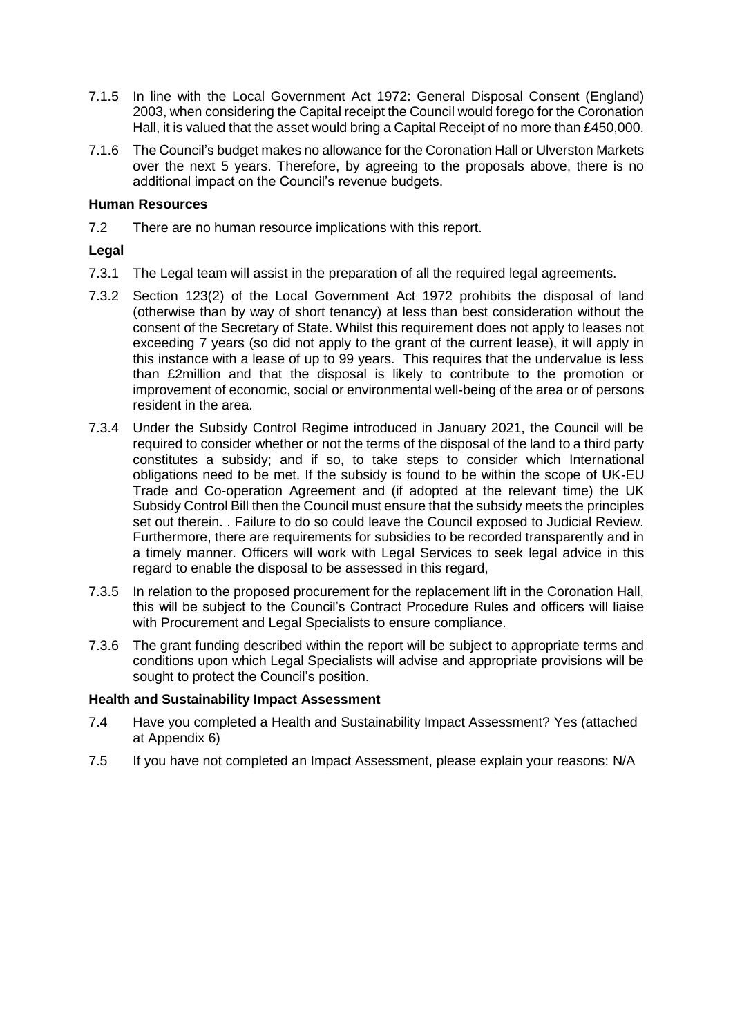7.1.5 In line with the Local Government Act 1972: General Disposal Consent (England) 2003, when considering the Capital receipt the Council would forego for the Coronation Hall, it is valued that the asset would bring a Capital Receipt of no more than £450,000.

7.1.6 The Council's budget makes no allowance for the Coronation Hall or Ulverston Markets over the next 5 years. Therefore, by agreeing to the proposals above, there is no additional impact on the Council's revenue budgets.

**Human Resources**

7.2 There are no human resource implications with this report.

**Legal**

7.3.1 The Legal team will assist in the preparation of all the required legal agreements.

7.3.2 Section 123(2) of the Local Government Act 1972 prohibits the disposal of land (otherwise than by way of short tenancy) at less than best consideration without the consent of the Secretary of State. Whilst this requirement does not apply to leases not exceeding 7 years (so did not apply to the grant of the current lease), it will apply in this instance with a lease of up to 99 years. This requires that the undervalue is less than £2million and that the disposal is likely to contribute to the promotion or improvement of economic, social or environmental well-being of the area or of persons resident in the area.

7.3.4 Under the Subsidy Control Regime introduced in January 2021, the Council will be required to consider whether or not the terms of the disposal of the land to a third party constitutes a subsidy; and if so, to take steps to consider which International obligations need to be met. If the subsidy is found to be within the scope of UK-EU Trade and Co-operation Agreement and (if adopted at the relevant time) the UK Subsidy Control Bill then the Council must ensure that the subsidy meets the principles set out therein. . Failure to do so could leave the Council exposed to Judicial Review. Furthermore, there are requirements for subsidies to be recorded transparently and in a timely manner. Officers will work with Legal Services to seek legal advice in this regard to enable the disposal to be assessed in this regard,

7.3.5 In relation to the proposed procurement for the replacement lift in the Coronation Hall, this will be subject to the Council's Contract Procedure Rules and officers will liaise with Procurement and Legal Specialists to ensure compliance.

7.3.6 The grant funding described within the report will be subject to appropriate terms and conditions upon which Legal Specialists will advise and appropriate provisions will be sought to protect the Council's position.

**Health and Sustainability Impact Assessment**

7.4 Have you completed a Health and Sustainability Impact Assessment? Yes (attached at Appendix 6)

7.5 If you have not completed an Impact Assessment, please explain your reasons: N/A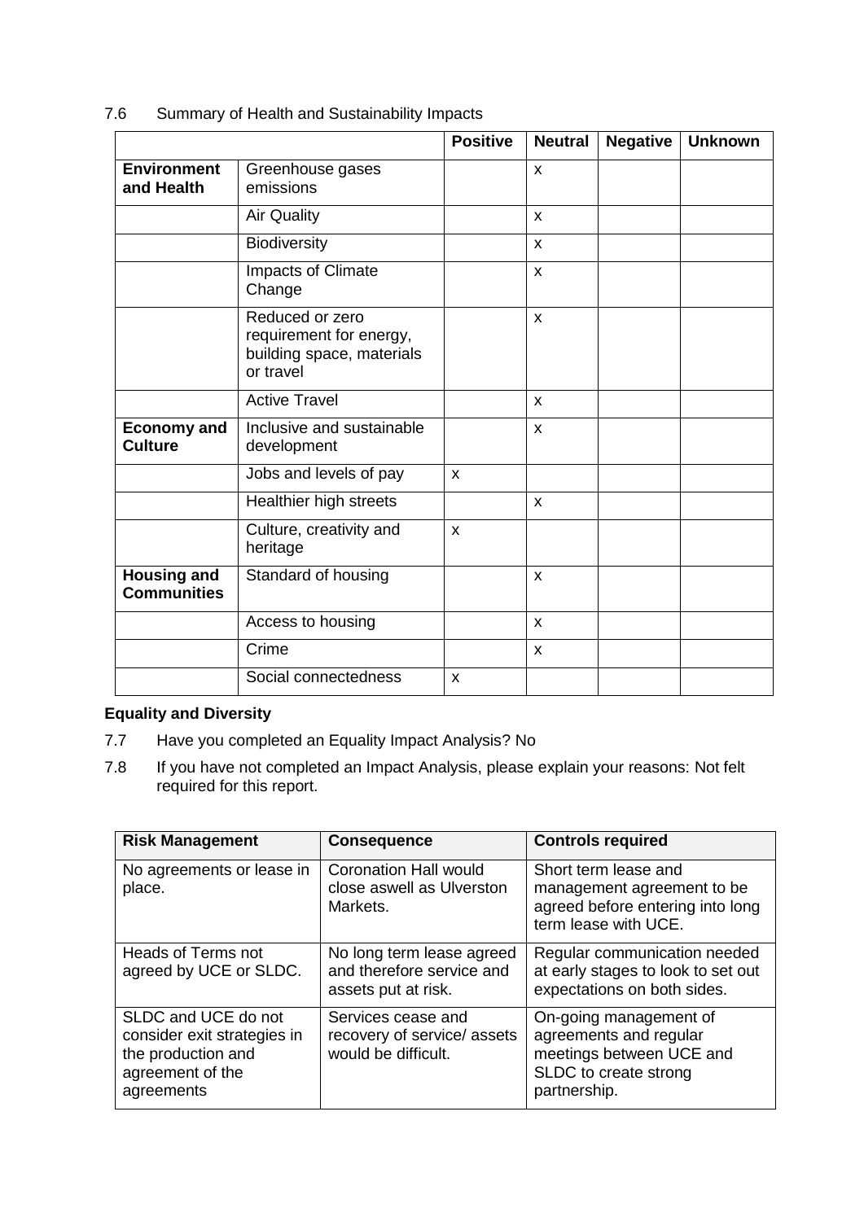7.6 Summary of Health and Sustainability Impacts

| | | Positive | Neutral | Negative | Unknown |
|---|---|---|---|---|---|
| **Environment and Health** | Greenhouse gases emissions | | x | | |
| | Air Quality | | x | | |
| | Biodiversity | | x | | |
| | Impacts of Climate Change | | x | | |
| | Reduced or zero requirement for energy, building space, materials or travel | | x | | |
| | Active Travel | | x | | |
| **Economy and Culture** | Inclusive and sustainable development | | x | | |
| | Jobs and levels of pay | x | | | |
| | Healthier high streets | | x | | |
| | Culture, creativity and heritage | x | | | |
| **Housing and Communities** | Standard of housing | | x | | |
| | Access to housing | | x | | |
| | Crime | | x | | |
| | Social connectedness | x | | | |

**Equality and Diversity**

7.7 Have you completed an Equality Impact Analysis? No

7.8 If you have not completed an Impact Analysis, please explain your reasons: Not felt required for this report.

| Risk Management | Consequence | Controls required |
|---|---|---|
| No agreements or lease in place. | Coronation Hall would close aswell as Ulverston Markets. | Short term lease and management agreement to be agreed before entering into long term lease with UCE. |
| Heads of Terms not agreed by UCE or SLDC. | No long term lease agreed and therefore service and assets put at risk. | Regular communication needed at early stages to look to set out expectations on both sides. |
| SLDC and UCE do not consider exit strategies in the production and agreement of the agreements | Services cease and recovery of service/ assets would be difficult. | On-going management of agreements and regular meetings between UCE and SLDC to create strong partnership. |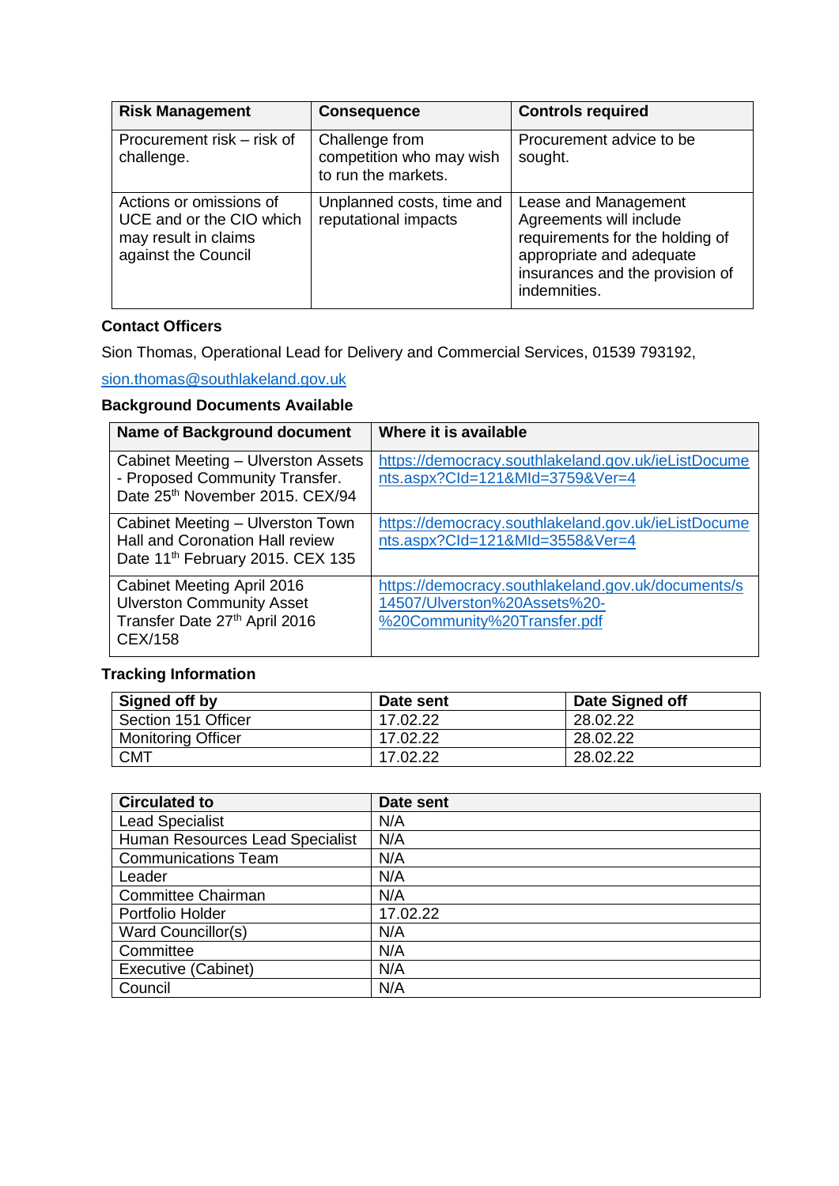| Risk Management | Consequence | Controls required |
| --- | --- | --- |
| Procurement risk – risk of challenge. | Challenge from competition who may wish to run the markets. | Procurement advice to be sought. |
| Actions or omissions of UCE and or the CIO which may result in claims against the Council | Unplanned costs, time and reputational impacts | Lease and Management Agreements will include requirements for the holding of appropriate and adequate insurances and the provision of indemnities. |

**Contact Officers**

Sion Thomas, Operational Lead for Delivery and Commercial Services, 01539 793192,

sion.thomas@southlakeland.gov.uk

**Background Documents Available**

| Name of Background document | Where it is available |
| --- | --- |
| Cabinet Meeting – Ulverston Assets - Proposed Community Transfer. Date 25th November 2015. CEX/94 | https://democracy.southlakeland.gov.uk/ieListDocuments.aspx?CId=121&MId=3759&Ver=4 |
| Cabinet Meeting – Ulverston Town Hall and Coronation Hall review Date 11th February 2015. CEX 135 | https://democracy.southlakeland.gov.uk/ieListDocuments.aspx?CId=121&MId=3558&Ver=4 |
| Cabinet Meeting April 2016 Ulverston Community Asset Transfer Date 27th April 2016 CEX/158 | https://democracy.southlakeland.gov.uk/documents/s14507/Ulverston%20Assets%20-%20Community%20Transfer.pdf |

**Tracking Information**

| Signed off by | Date sent | Date Signed off |
| --- | --- | --- |
| Section 151 Officer | 17.02.22 | 28.02.22 |
| Monitoring Officer | 17.02.22 | 28.02.22 |
| CMT | 17.02.22 | 28.02.22 |

| Circulated to | Date sent |
| --- | --- |
| Lead Specialist | N/A |
| Human Resources Lead Specialist | N/A |
| Communications Team | N/A |
| Leader | N/A |
| Committee Chairman | N/A |
| Portfolio Holder | 17.02.22 |
| Ward Councillor(s) | N/A |
| Committee | N/A |
| Executive (Cabinet) | N/A |
| Council | N/A |